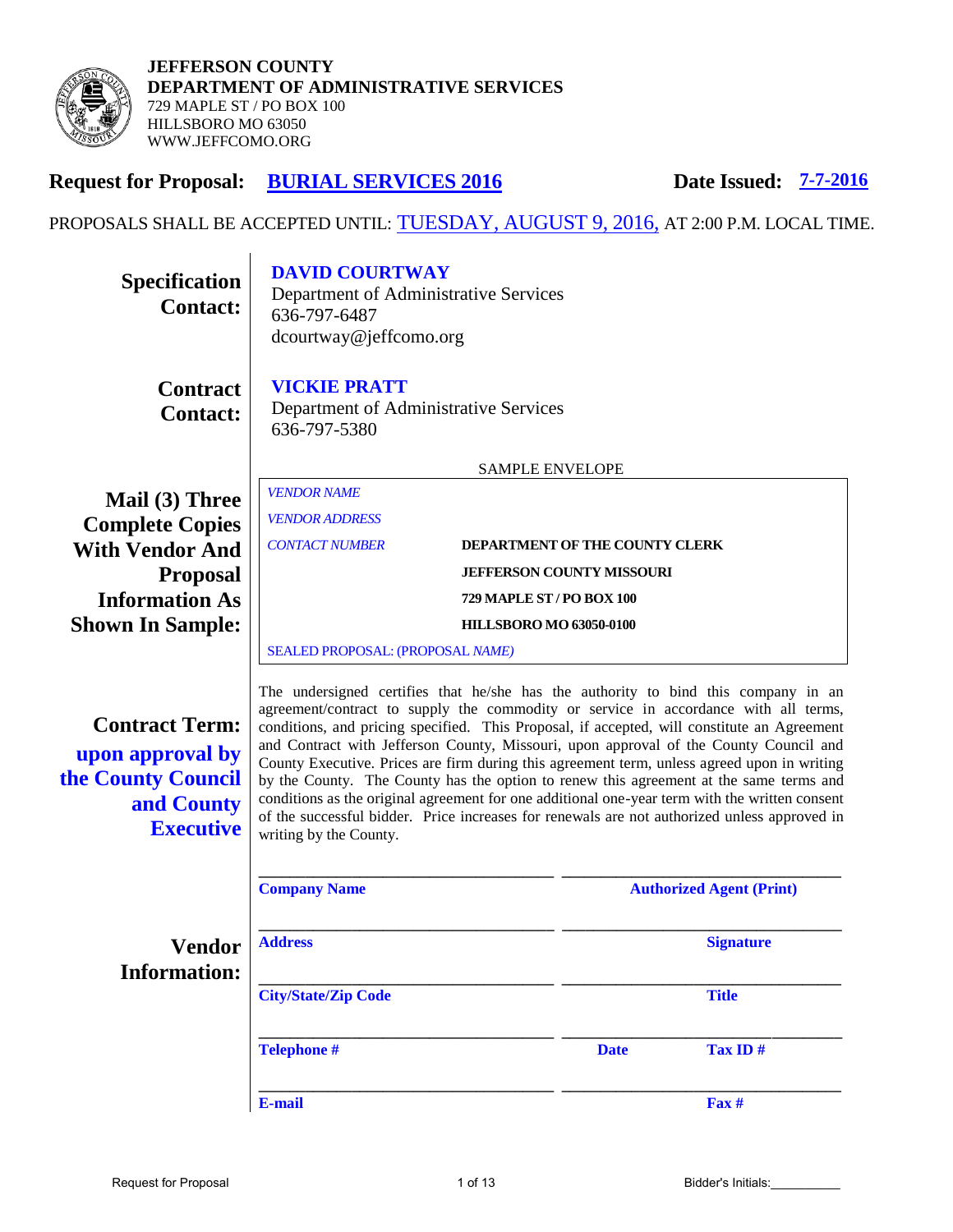**JEFFERSON COUNTY**
**DEPARTMENT OF ADMINISTRATIVE SERVICES**
729 MAPLE ST / PO BOX 100
HILLSBORO MO 63050
WWW.JEFFCOMO.ORG

## Request for Proposal: BURIAL SERVICES 2016 — Date Issued: 7-7-2016

PROPOSALS SHALL BE ACCEPTED UNTIL: TUESDAY, AUGUST 9, 2016, AT 2:00 P.M. LOCAL TIME.

**Specification Contact:**
**DAVID COURTWAY**
Department of Administrative Services
636-797-6487
dcourtway@jeffcomo.org

**Contract Contact:**
**VICKIE PRATT**
Department of Administrative Services
636-797-5380

**Mail (3) Three Complete Copies With Vendor And Proposal Information As Shown In Sample:**

SAMPLE ENVELOPE

*VENDOR NAME*
*VENDOR ADDRESS*
*CONTACT NUMBER*

**DEPARTMENT OF THE COUNTY CLERK**
**JEFFERSON COUNTY MISSOURI**
**729 MAPLE ST / PO BOX 100**
**HILLSBORO MO 63050-0100**

SEALED PROPOSAL: (PROPOSAL *NAME)*

**Contract Term: upon approval by the County Council and County Executive**

The undersigned certifies that he/she has the authority to bind this company in an agreement/contract to supply the commodity or service in accordance with all terms, conditions, and pricing specified. This Proposal, if accepted, will constitute an Agreement and Contract with Jefferson County, Missouri, upon approval of the County Council and County Executive. Prices are firm during this agreement term, unless agreed upon in writing by the County. The County has the option to renew this agreement at the same terms and conditions as the original agreement for one additional one-year term with the written consent of the successful bidder. Price increases for renewals are not authorized unless approved in writing by the County.

**Vendor Information:**

| | |
|---|---|
| ______________________ | ______________________ |
| **Company Name** | **Authorized Agent (Print)** |
| ______________________ | ______________________ |
| **Address** | **Signature** |
| ______________________ | ______________________ |
| **City/State/Zip Code** | **Title** |
| ______________________ | ______________________ |
| **Telephone #** | **Date** **Tax ID #** |
| ______________________ | ______________________ |
| **E-mail** | **Fax #** |

Bidder's Initials:__________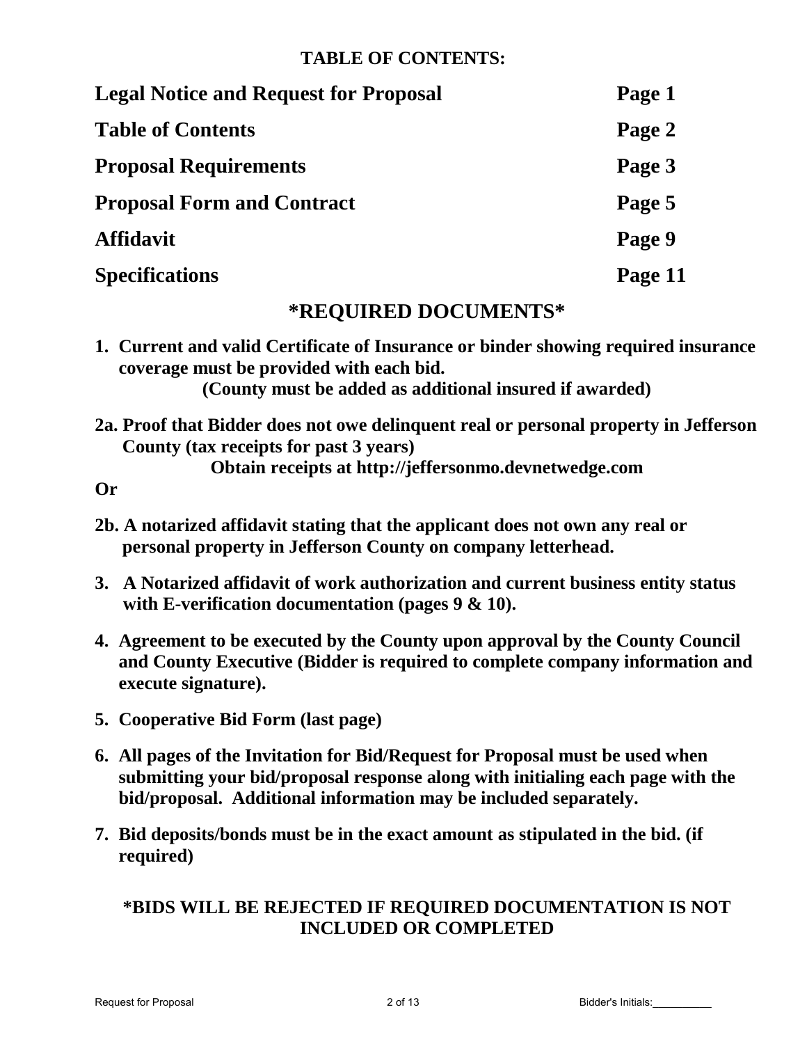## TABLE OF CONTENTS:

| | |
|---|---|
| **Legal Notice and Request for Proposal** | **Page 1** |
| **Table of Contents** | **Page 2** |
| **Proposal Requirements** | **Page 3** |
| **Proposal Form and Contract** | **Page 5** |
| **Affidavit** | **Page 9** |
| **Specifications** | **Page 11** |

## *REQUIRED DOCUMENTS*

**1. Current and valid Certificate of Insurance or binder showing required insurance coverage must be provided with each bid.**
**(County must be added as additional insured if awarded)**

**2a. Proof that Bidder does not owe delinquent real or personal property in Jefferson County (tax receipts for past 3 years)**
**Obtain receipts at http://jeffersonmo.devnetwedge.com**

**Or**

**2b. A notarized affidavit stating that the applicant does not own any real or personal property in Jefferson County on company letterhead.**

**3. A Notarized affidavit of work authorization and current business entity status with E-verification documentation (pages 9 & 10).**

**4. Agreement to be executed by the County upon approval by the County Council and County Executive (Bidder is required to complete company information and execute signature).**

**5. Cooperative Bid Form (last page)**

**6. All pages of the Invitation for Bid/Request for Proposal must be used when submitting your bid/proposal response along with initialing each page with the bid/proposal. Additional information may be included separately.**

**7. Bid deposits/bonds must be in the exact amount as stipulated in the bid. (if required)**

**\*BIDS WILL BE REJECTED IF REQUIRED DOCUMENTATION IS NOT INCLUDED OR COMPLETED**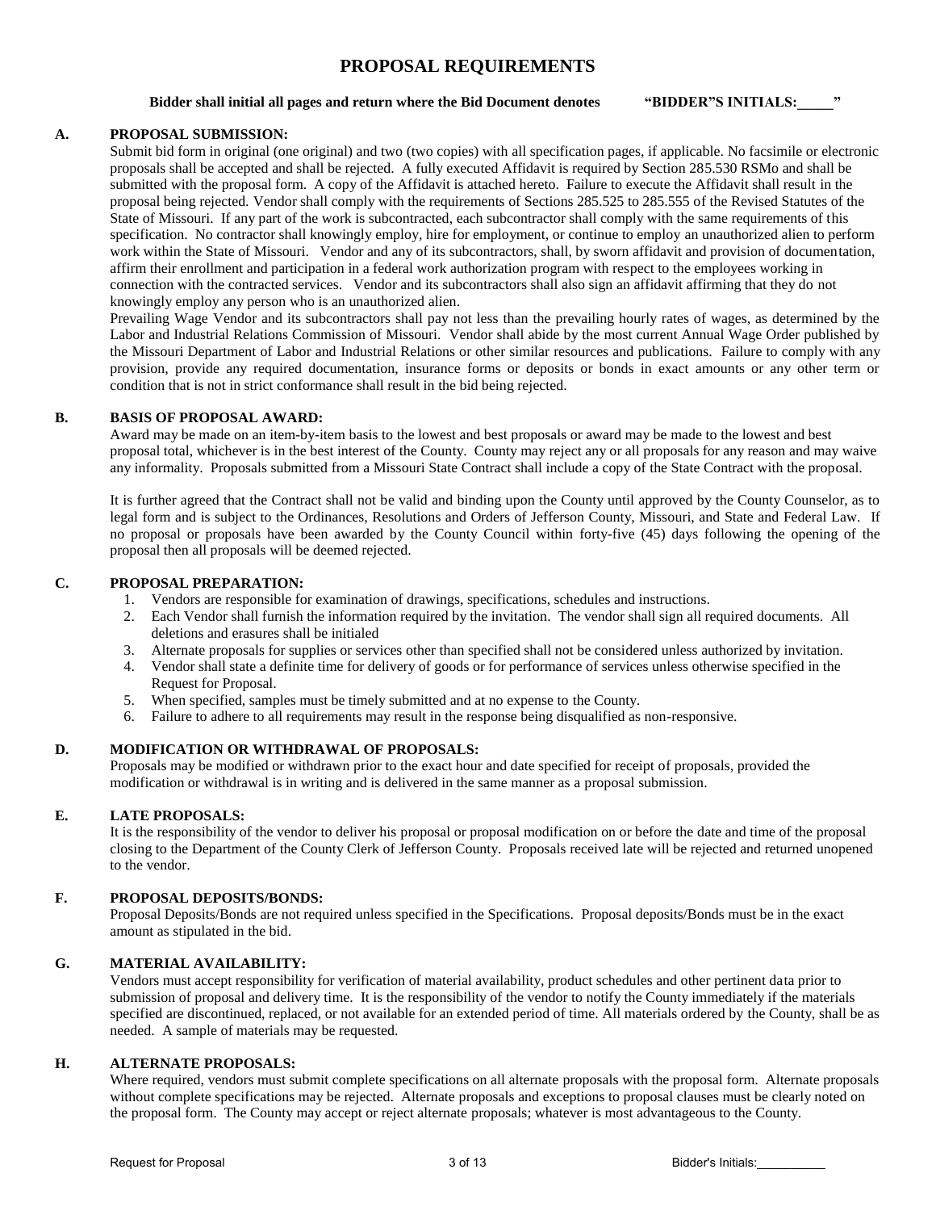# PROPOSAL REQUIREMENTS

**Bidder shall initial all pages and return where the Bid Document denotes "BIDDER"S INITIALS:_____"**

## A. PROPOSAL SUBMISSION:

Submit bid form in original (one original) and two (two copies) with all specification pages, if applicable. No facsimile or electronic proposals shall be accepted and shall be rejected. A fully executed Affidavit is required by Section 285.530 RSMo and shall be submitted with the proposal form. A copy of the Affidavit is attached hereto. Failure to execute the Affidavit shall result in the proposal being rejected. Vendor shall comply with the requirements of Sections 285.525 to 285.555 of the Revised Statutes of the State of Missouri. If any part of the work is subcontracted, each subcontractor shall comply with the same requirements of this specification. No contractor shall knowingly employ, hire for employment, or continue to employ an unauthorized alien to perform work within the State of Missouri. Vendor and any of its subcontractors, shall, by sworn affidavit and provision of documentation, affirm their enrollment and participation in a federal work authorization program with respect to the employees working in connection with the contracted services. Vendor and its subcontractors shall also sign an affidavit affirming that they do not knowingly employ any person who is an unauthorized alien.

Prevailing Wage Vendor and its subcontractors shall pay not less than the prevailing hourly rates of wages, as determined by the Labor and Industrial Relations Commission of Missouri. Vendor shall abide by the most current Annual Wage Order published by the Missouri Department of Labor and Industrial Relations or other similar resources and publications. Failure to comply with any provision, provide any required documentation, insurance forms or deposits or bonds in exact amounts or any other term or condition that is not in strict conformance shall result in the bid being rejected.

## B. BASIS OF PROPOSAL AWARD:

Award may be made on an item-by-item basis to the lowest and best proposals or award may be made to the lowest and best proposal total, whichever is in the best interest of the County. County may reject any or all proposals for any reason and may waive any informality. Proposals submitted from a Missouri State Contract shall include a copy of the State Contract with the proposal.

It is further agreed that the Contract shall not be valid and binding upon the County until approved by the County Counselor, as to legal form and is subject to the Ordinances, Resolutions and Orders of Jefferson County, Missouri, and State and Federal Law. If no proposal or proposals have been awarded by the County Council within forty-five (45) days following the opening of the proposal then all proposals will be deemed rejected.

## C. PROPOSAL PREPARATION:

1. Vendors are responsible for examination of drawings, specifications, schedules and instructions.
2. Each Vendor shall furnish the information required by the invitation. The vendor shall sign all required documents. All deletions and erasures shall be initialed
3. Alternate proposals for supplies or services other than specified shall not be considered unless authorized by invitation.
4. Vendor shall state a definite time for delivery of goods or for performance of services unless otherwise specified in the Request for Proposal.
5. When specified, samples must be timely submitted and at no expense to the County.
6. Failure to adhere to all requirements may result in the response being disqualified as non-responsive.

## D. MODIFICATION OR WITHDRAWAL OF PROPOSALS:

Proposals may be modified or withdrawn prior to the exact hour and date specified for receipt of proposals, provided the modification or withdrawal is in writing and is delivered in the same manner as a proposal submission.

## E. LATE PROPOSALS:

It is the responsibility of the vendor to deliver his proposal or proposal modification on or before the date and time of the proposal closing to the Department of the County Clerk of Jefferson County. Proposals received late will be rejected and returned unopened to the vendor.

## F. PROPOSAL DEPOSITS/BONDS:

Proposal Deposits/Bonds are not required unless specified in the Specifications. Proposal deposits/Bonds must be in the exact amount as stipulated in the bid.

## G. MATERIAL AVAILABILITY:

Vendors must accept responsibility for verification of material availability, product schedules and other pertinent data prior to submission of proposal and delivery time. It is the responsibility of the vendor to notify the County immediately if the materials specified are discontinued, replaced, or not available for an extended period of time. All materials ordered by the County, shall be as needed. A sample of materials may be requested.

## H. ALTERNATE PROPOSALS:

Where required, vendors must submit complete specifications on all alternate proposals with the proposal form. Alternate proposals without complete specifications may be rejected. Alternate proposals and exceptions to proposal clauses must be clearly noted on the proposal form. The County may accept or reject alternate proposals; whatever is most advantageous to the County.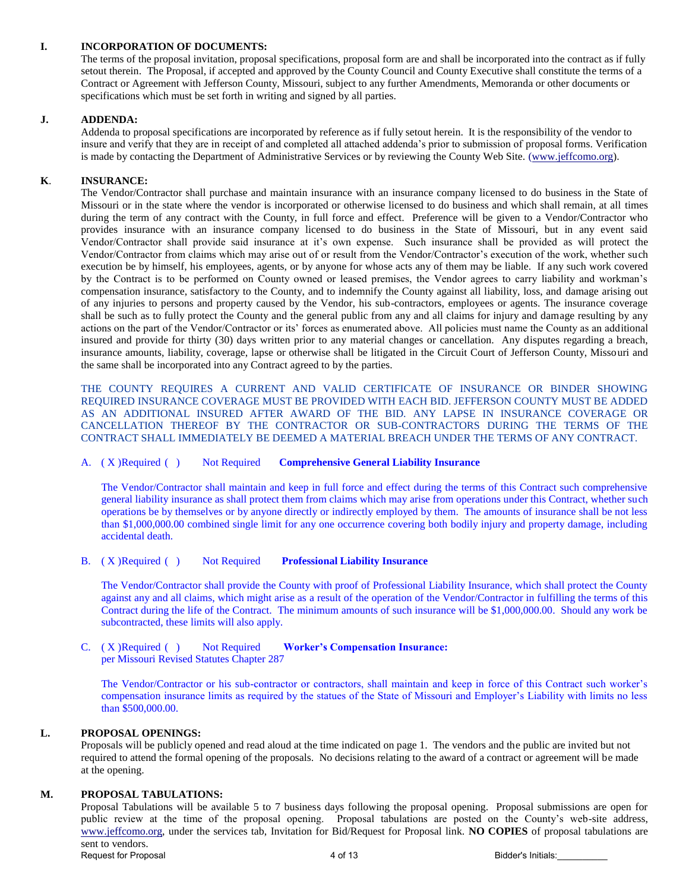## I. INCORPORATION OF DOCUMENTS:

The terms of the proposal invitation, proposal specifications, proposal form are and shall be incorporated into the contract as if fully setout therein. The Proposal, if accepted and approved by the County Council and County Executive shall constitute the terms of a Contract or Agreement with Jefferson County, Missouri, subject to any further Amendments, Memoranda or other documents or specifications which must be set forth in writing and signed by all parties.

## J. ADDENDA:

Addenda to proposal specifications are incorporated by reference as if fully setout herein. It is the responsibility of the vendor to insure and verify that they are in receipt of and completed all attached addenda's prior to submission of proposal forms. Verification is made by contacting the Department of Administrative Services or by reviewing the County Web Site. (www.jeffcomo.org).

## K. INSURANCE:

The Vendor/Contractor shall purchase and maintain insurance with an insurance company licensed to do business in the State of Missouri or in the state where the vendor is incorporated or otherwise licensed to do business and which shall remain, at all times during the term of any contract with the County, in full force and effect. Preference will be given to a Vendor/Contractor who provides insurance with an insurance company licensed to do business in the State of Missouri, but in any event said Vendor/Contractor shall provide said insurance at it's own expense. Such insurance shall be provided as will protect the Vendor/Contractor from claims which may arise out of or result from the Vendor/Contractor's execution of the work, whether such execution be by himself, his employees, agents, or by anyone for whose acts any of them may be liable. If any such work covered by the Contract is to be performed on County owned or leased premises, the Vendor agrees to carry liability and workman's compensation insurance, satisfactory to the County, and to indemnify the County against all liability, loss, and damage arising out of any injuries to persons and property caused by the Vendor, his sub-contractors, employees or agents. The insurance coverage shall be such as to fully protect the County and the general public from any and all claims for injury and damage resulting by any actions on the part of the Vendor/Contractor or its' forces as enumerated above. All policies must name the County as an additional insured and provide for thirty (30) days written prior to any material changes or cancellation. Any disputes regarding a breach, insurance amounts, liability, coverage, lapse or otherwise shall be litigated in the Circuit Court of Jefferson County, Missouri and the same shall be incorporated into any Contract agreed to by the parties.

THE COUNTY REQUIRES A CURRENT AND VALID CERTIFICATE OF INSURANCE OR BINDER SHOWING REQUIRED INSURANCE COVERAGE MUST BE PROVIDED WITH EACH BID. JEFFERSON COUNTY MUST BE ADDED AS AN ADDITIONAL INSURED AFTER AWARD OF THE BID. ANY LAPSE IN INSURANCE COVERAGE OR CANCELLATION THEREOF BY THE CONTRACTOR OR SUB-CONTRACTORS DURING THE TERMS OF THE CONTRACT SHALL IMMEDIATELY BE DEEMED A MATERIAL BREACH UNDER THE TERMS OF ANY CONTRACT.

A. ( X )Required ( ) Not Required **Comprehensive General Liability Insurance**

The Vendor/Contractor shall maintain and keep in full force and effect during the terms of this Contract such comprehensive general liability insurance as shall protect them from claims which may arise from operations under this Contract, whether such operations be by themselves or by anyone directly or indirectly employed by them. The amounts of insurance shall be not less than $1,000,000.00 combined single limit for any one occurrence covering both bodily injury and property damage, including accidental death.

B. ( X )Required ( ) Not Required **Professional Liability Insurance**

The Vendor/Contractor shall provide the County with proof of Professional Liability Insurance, which shall protect the County against any and all claims, which might arise as a result of the operation of the Vendor/Contractor in fulfilling the terms of this Contract during the life of the Contract. The minimum amounts of such insurance will be $1,000,000.00. Should any work be subcontracted, these limits will also apply.

C. ( X )Required ( ) Not Required **Worker's Compensation Insurance:**
per Missouri Revised Statutes Chapter 287

The Vendor/Contractor or his sub-contractor or contractors, shall maintain and keep in force of this Contract such worker's compensation insurance limits as required by the statues of the State of Missouri and Employer's Liability with limits no less than $500,000.00.

## L. PROPOSAL OPENINGS:

Proposals will be publicly opened and read aloud at the time indicated on page 1. The vendors and the public are invited but not required to attend the formal opening of the proposals. No decisions relating to the award of a contract or agreement will be made at the opening.

## M. PROPOSAL TABULATIONS:

Proposal Tabulations will be available 5 to 7 business days following the proposal opening. Proposal submissions are open for public review at the time of the proposal opening. Proposal tabulations are posted on the County's web-site address, www.jeffcomo.org, under the services tab, Invitation for Bid/Request for Proposal link. **NO COPIES** of proposal tabulations are sent to vendors.

Bidder's Initials:__________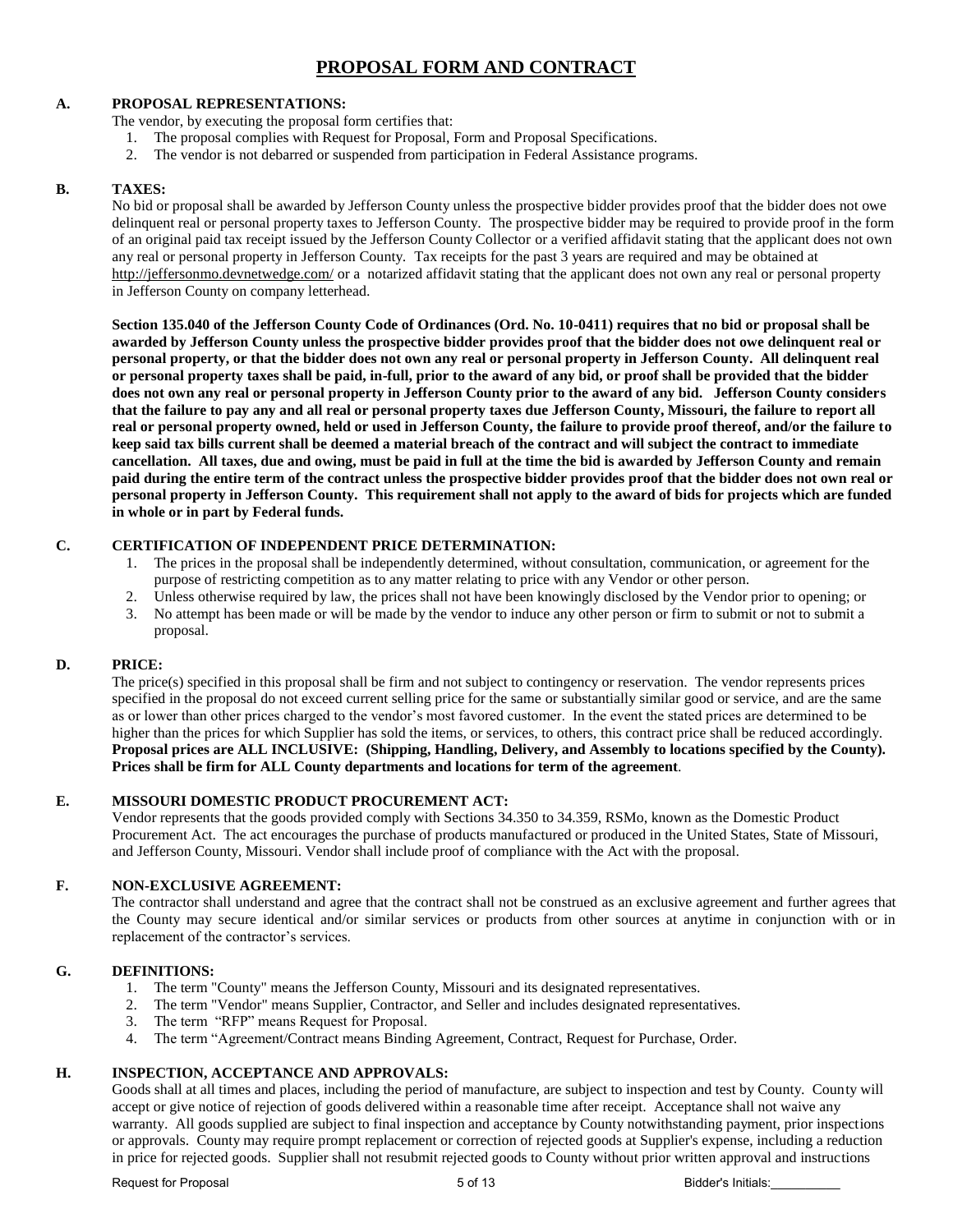# PROPOSAL FORM AND CONTRACT

## A. PROPOSAL REPRESENTATIONS:

The vendor, by executing the proposal form certifies that:

1. The proposal complies with Request for Proposal, Form and Proposal Specifications.
2. The vendor is not debarred or suspended from participation in Federal Assistance programs.

## B. TAXES:

No bid or proposal shall be awarded by Jefferson County unless the prospective bidder provides proof that the bidder does not owe delinquent real or personal property taxes to Jefferson County. The prospective bidder may be required to provide proof in the form of an original paid tax receipt issued by the Jefferson County Collector or a verified affidavit stating that the applicant does not own any real or personal property in Jefferson County. Tax receipts for the past 3 years are required and may be obtained at http://jeffersonmo.devnetwedge.com/ or a notarized affidavit stating that the applicant does not own any real or personal property in Jefferson County on company letterhead.

**Section 135.040 of the Jefferson County Code of Ordinances (Ord. No. 10-0411) requires that no bid or proposal shall be awarded by Jefferson County unless the prospective bidder provides proof that the bidder does not owe delinquent real or personal property, or that the bidder does not own any real or personal property in Jefferson County. All delinquent real or personal property taxes shall be paid, in-full, prior to the award of any bid, or proof shall be provided that the bidder does not own any real or personal property in Jefferson County prior to the award of any bid. Jefferson County considers that the failure to pay any and all real or personal property taxes due Jefferson County, Missouri, the failure to report all real or personal property owned, held or used in Jefferson County, the failure to provide proof thereof, and/or the failure to keep said tax bills current shall be deemed a material breach of the contract and will subject the contract to immediate cancellation. All taxes, due and owing, must be paid in full at the time the bid is awarded by Jefferson County and remain paid during the entire term of the contract unless the prospective bidder provides proof that the bidder does not own real or personal property in Jefferson County. This requirement shall not apply to the award of bids for projects which are funded in whole or in part by Federal funds.**

## C. CERTIFICATION OF INDEPENDENT PRICE DETERMINATION:

1. The prices in the proposal shall be independently determined, without consultation, communication, or agreement for the purpose of restricting competition as to any matter relating to price with any Vendor or other person.
2. Unless otherwise required by law, the prices shall not have been knowingly disclosed by the Vendor prior to opening; or
3. No attempt has been made or will be made by the vendor to induce any other person or firm to submit or not to submit a proposal.

## D. PRICE:

The price(s) specified in this proposal shall be firm and not subject to contingency or reservation. The vendor represents prices specified in the proposal do not exceed current selling price for the same or substantially similar good or service, and are the same as or lower than other prices charged to the vendor's most favored customer. In the event the stated prices are determined to be higher than the prices for which Supplier has sold the items, or services, to others, this contract price shall be reduced accordingly. **Proposal prices are ALL INCLUSIVE: (Shipping, Handling, Delivery, and Assembly to locations specified by the County). Prices shall be firm for ALL County departments and locations for term of the agreement**.

## E. MISSOURI DOMESTIC PRODUCT PROCUREMENT ACT:

Vendor represents that the goods provided comply with Sections 34.350 to 34.359, RSMo, known as the Domestic Product Procurement Act. The act encourages the purchase of products manufactured or produced in the United States, State of Missouri, and Jefferson County, Missouri. Vendor shall include proof of compliance with the Act with the proposal.

## F. NON-EXCLUSIVE AGREEMENT:

The contractor shall understand and agree that the contract shall not be construed as an exclusive agreement and further agrees that the County may secure identical and/or similar services or products from other sources at anytime in conjunction with or in replacement of the contractor's services.

## G. DEFINITIONS:

1. The term "County" means the Jefferson County, Missouri and its designated representatives.
2. The term "Vendor" means Supplier, Contractor, and Seller and includes designated representatives.
3. The term "RFP" means Request for Proposal.
4. The term "Agreement/Contract means Binding Agreement, Contract, Request for Purchase, Order.

## H. INSPECTION, ACCEPTANCE AND APPROVALS:

Goods shall at all times and places, including the period of manufacture, are subject to inspection and test by County. County will accept or give notice of rejection of goods delivered within a reasonable time after receipt. Acceptance shall not waive any warranty. All goods supplied are subject to final inspection and acceptance by County notwithstanding payment, prior inspections or approvals. County may require prompt replacement or correction of rejected goods at Supplier's expense, including a reduction in price for rejected goods. Supplier shall not resubmit rejected goods to County without prior written approval and instructions

Request for Proposal Bidder's Initials:__________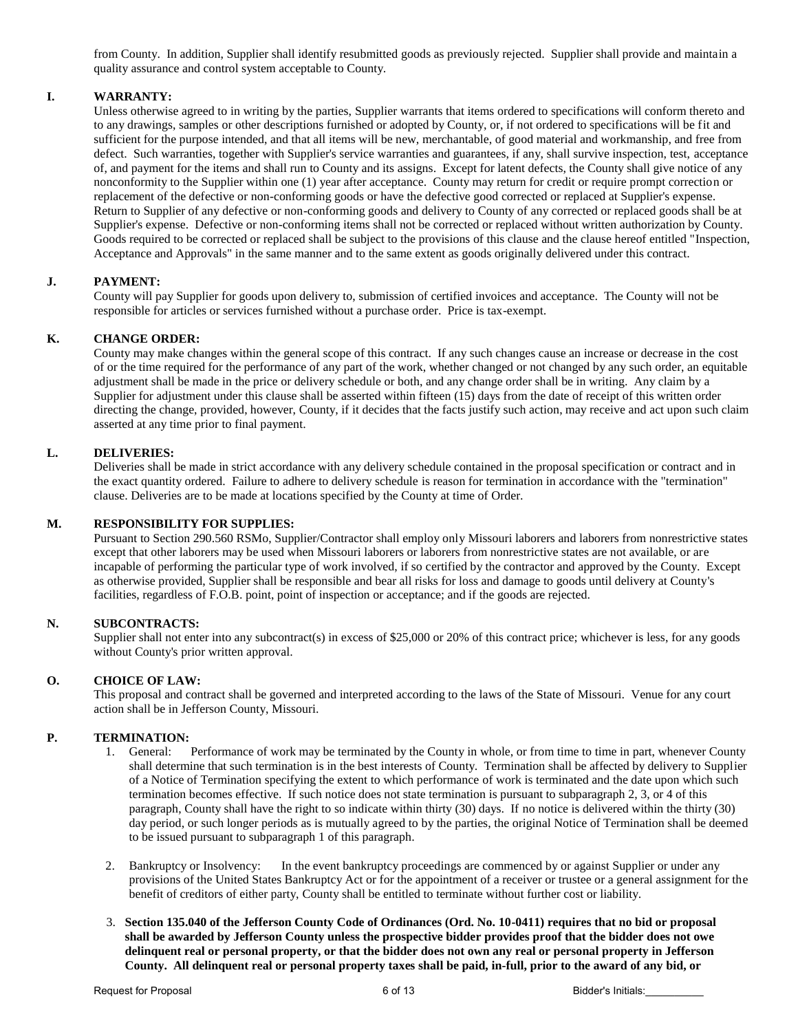from County. In addition, Supplier shall identify resubmitted goods as previously rejected. Supplier shall provide and maintain a quality assurance and control system acceptable to County.

**I. WARRANTY:**

Unless otherwise agreed to in writing by the parties, Supplier warrants that items ordered to specifications will conform thereto and to any drawings, samples or other descriptions furnished or adopted by County, or, if not ordered to specifications will be fit and sufficient for the purpose intended, and that all items will be new, merchantable, of good material and workmanship, and free from defect. Such warranties, together with Supplier's service warranties and guarantees, if any, shall survive inspection, test, acceptance of, and payment for the items and shall run to County and its assigns. Except for latent defects, the County shall give notice of any nonconformity to the Supplier within one (1) year after acceptance. County may return for credit or require prompt correction or replacement of the defective or non-conforming goods or have the defective good corrected or replaced at Supplier's expense. Return to Supplier of any defective or non-conforming goods and delivery to County of any corrected or replaced goods shall be at Supplier's expense. Defective or non-conforming items shall not be corrected or replaced without written authorization by County. Goods required to be corrected or replaced shall be subject to the provisions of this clause and the clause hereof entitled "Inspection, Acceptance and Approvals" in the same manner and to the same extent as goods originally delivered under this contract.

**J. PAYMENT:**

County will pay Supplier for goods upon delivery to, submission of certified invoices and acceptance. The County will not be responsible for articles or services furnished without a purchase order. Price is tax-exempt.

**K. CHANGE ORDER:**

County may make changes within the general scope of this contract. If any such changes cause an increase or decrease in the cost of or the time required for the performance of any part of the work, whether changed or not changed by any such order, an equitable adjustment shall be made in the price or delivery schedule or both, and any change order shall be in writing. Any claim by a Supplier for adjustment under this clause shall be asserted within fifteen (15) days from the date of receipt of this written order directing the change, provided, however, County, if it decides that the facts justify such action, may receive and act upon such claim asserted at any time prior to final payment.

**L. DELIVERIES:**

Deliveries shall be made in strict accordance with any delivery schedule contained in the proposal specification or contract and in the exact quantity ordered. Failure to adhere to delivery schedule is reason for termination in accordance with the "termination" clause. Deliveries are to be made at locations specified by the County at time of Order.

**M. RESPONSIBILITY FOR SUPPLIES:**

Pursuant to Section 290.560 RSMo, Supplier/Contractor shall employ only Missouri laborers and laborers from nonrestrictive states except that other laborers may be used when Missouri laborers or laborers from nonrestrictive states are not available, or are incapable of performing the particular type of work involved, if so certified by the contractor and approved by the County. Except as otherwise provided, Supplier shall be responsible and bear all risks for loss and damage to goods until delivery at County's facilities, regardless of F.O.B. point, point of inspection or acceptance; and if the goods are rejected.

**N. SUBCONTRACTS:**

Supplier shall not enter into any subcontract(s) in excess of $25,000 or 20% of this contract price; whichever is less, for any goods without County's prior written approval.

**O. CHOICE OF LAW:**

This proposal and contract shall be governed and interpreted according to the laws of the State of Missouri. Venue for any court action shall be in Jefferson County, Missouri.

**P. TERMINATION:**

1. General: Performance of work may be terminated by the County in whole, or from time to time in part, whenever County shall determine that such termination is in the best interests of County. Termination shall be affected by delivery to Supplier of a Notice of Termination specifying the extent to which performance of work is terminated and the date upon which such termination becomes effective. If such notice does not state termination is pursuant to subparagraph 2, 3, or 4 of this paragraph, County shall have the right to so indicate within thirty (30) days. If no notice is delivered within the thirty (30) day period, or such longer periods as is mutually agreed to by the parties, the original Notice of Termination shall be deemed to be issued pursuant to subparagraph 1 of this paragraph.

2. Bankruptcy or Insolvency: In the event bankruptcy proceedings are commenced by or against Supplier or under any provisions of the United States Bankruptcy Act or for the appointment of a receiver or trustee or a general assignment for the benefit of creditors of either party, County shall be entitled to terminate without further cost or liability.

3. **Section 135.040 of the Jefferson County Code of Ordinances (Ord. No. 10-0411) requires that no bid or proposal shall be awarded by Jefferson County unless the prospective bidder provides proof that the bidder does not owe delinquent real or personal property, or that the bidder does not own any real or personal property in Jefferson County. All delinquent real or personal property taxes shall be paid, in-full, prior to the award of any bid, or**

Request for Proposal Bidder's Initials:__________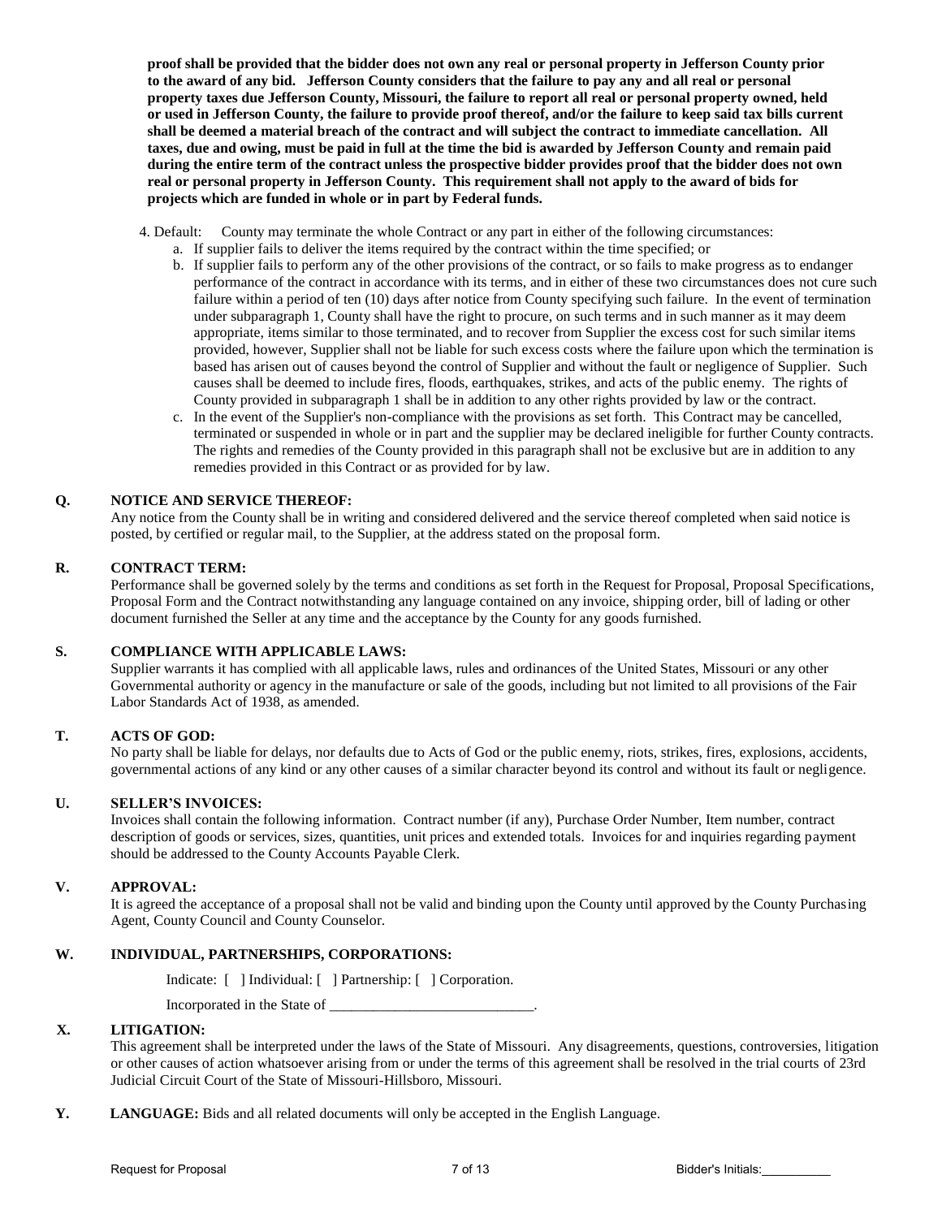**proof shall be provided that the bidder does not own any real or personal property in Jefferson County prior to the award of any bid. Jefferson County considers that the failure to pay any and all real or personal property taxes due Jefferson County, Missouri, the failure to report all real or personal property owned, held or used in Jefferson County, the failure to provide proof thereof, and/or the failure to keep said tax bills current shall be deemed a material breach of the contract and will subject the contract to immediate cancellation. All taxes, due and owing, must be paid in full at the time the bid is awarded by Jefferson County and remain paid during the entire term of the contract unless the prospective bidder provides proof that the bidder does not own real or personal property in Jefferson County. This requirement shall not apply to the award of bids for projects which are funded in whole or in part by Federal funds.**

4. Default: County may terminate the whole Contract or any part in either of the following circumstances:
   a. If supplier fails to deliver the items required by the contract within the time specified; or
   b. If supplier fails to perform any of the other provisions of the contract, or so fails to make progress as to endanger performance of the contract in accordance with its terms, and in either of these two circumstances does not cure such failure within a period of ten (10) days after notice from County specifying such failure. In the event of termination under subparagraph 1, County shall have the right to procure, on such terms and in such manner as it may deem appropriate, items similar to those terminated, and to recover from Supplier the excess cost for such similar items provided, however, Supplier shall not be liable for such excess costs where the failure upon which the termination is based has arisen out of causes beyond the control of Supplier and without the fault or negligence of Supplier. Such causes shall be deemed to include fires, floods, earthquakes, strikes, and acts of the public enemy. The rights of County provided in subparagraph 1 shall be in addition to any other rights provided by law or the contract.
   c. In the event of the Supplier's non-compliance with the provisions as set forth. This Contract may be cancelled, terminated or suspended in whole or in part and the supplier may be declared ineligible for further County contracts. The rights and remedies of the County provided in this paragraph shall not be exclusive but are in addition to any remedies provided in this Contract or as provided for by law.

**Q. NOTICE AND SERVICE THEREOF:**
Any notice from the County shall be in writing and considered delivered and the service thereof completed when said notice is posted, by certified or regular mail, to the Supplier, at the address stated on the proposal form.

**R. CONTRACT TERM:**
Performance shall be governed solely by the terms and conditions as set forth in the Request for Proposal, Proposal Specifications, Proposal Form and the Contract notwithstanding any language contained on any invoice, shipping order, bill of lading or other document furnished the Seller at any time and the acceptance by the County for any goods furnished.

**S. COMPLIANCE WITH APPLICABLE LAWS:**
Supplier warrants it has complied with all applicable laws, rules and ordinances of the United States, Missouri or any other Governmental authority or agency in the manufacture or sale of the goods, including but not limited to all provisions of the Fair Labor Standards Act of 1938, as amended.

**T. ACTS OF GOD:**
No party shall be liable for delays, nor defaults due to Acts of God or the public enemy, riots, strikes, fires, explosions, accidents, governmental actions of any kind or any other causes of a similar character beyond its control and without its fault or negligence.

**U. SELLER'S INVOICES:**
Invoices shall contain the following information. Contract number (if any), Purchase Order Number, Item number, contract description of goods or services, sizes, quantities, unit prices and extended totals. Invoices for and inquiries regarding payment should be addressed to the County Accounts Payable Clerk.

**V. APPROVAL:**
It is agreed the acceptance of a proposal shall not be valid and binding upon the County until approved by the County Purchasing Agent, County Council and County Counselor.

**W. INDIVIDUAL, PARTNERSHIPS, CORPORATIONS:**

Indicate: [ ] Individual: [ ] Partnership: [ ] Corporation.

Incorporated in the State of \_\_\_\_\_\_\_\_\_\_\_\_\_\_\_\_\_\_\_\_\_\_\_\_\_\_\_\_.

**X. LITIGATION:**
This agreement shall be interpreted under the laws of the State of Missouri. Any disagreements, questions, controversies, litigation or other causes of action whatsoever arising from or under the terms of this agreement shall be resolved in the trial courts of 23rd Judicial Circuit Court of the State of Missouri-Hillsboro, Missouri.

**Y. LANGUAGE:** Bids and all related documents will only be accepted in the English Language.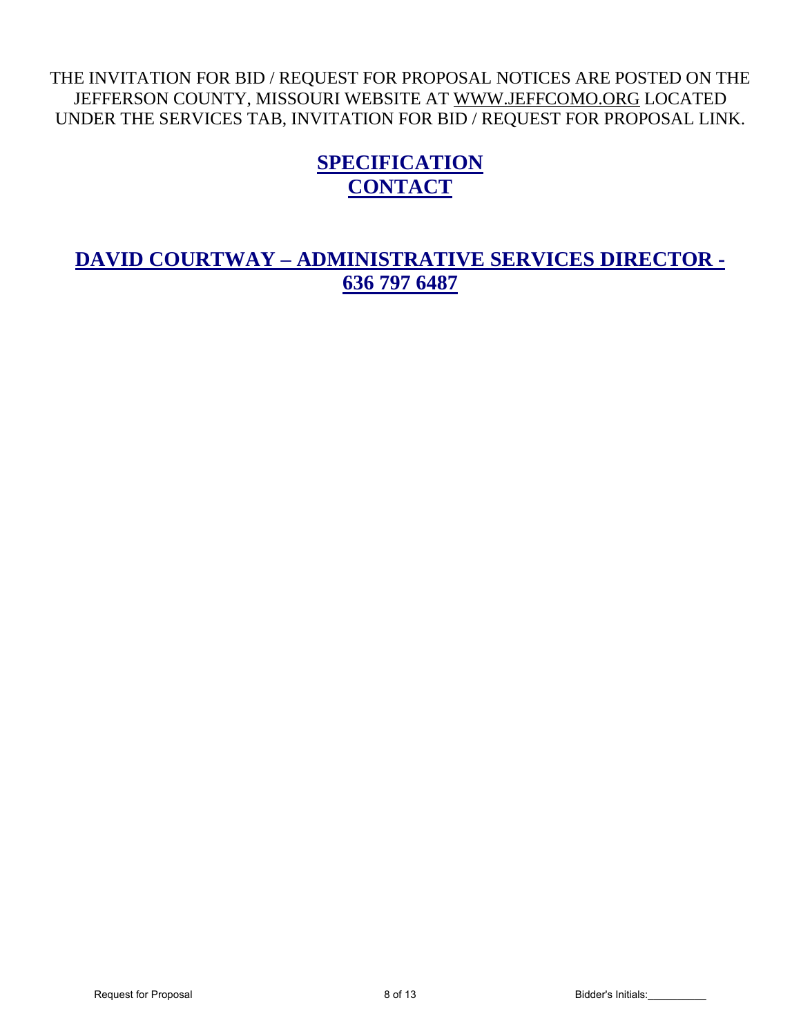THE INVITATION FOR BID / REQUEST FOR PROPOSAL NOTICES ARE POSTED ON THE JEFFERSON COUNTY, MISSOURI WEBSITE AT WWW.JEFFCOMO.ORG LOCATED UNDER THE SERVICES TAB, INVITATION FOR BID / REQUEST FOR PROPOSAL LINK.

## SPECIFICATION CONTACT

## DAVID COURTWAY – ADMINISTRATIVE SERVICES DIRECTOR - 636 797 6487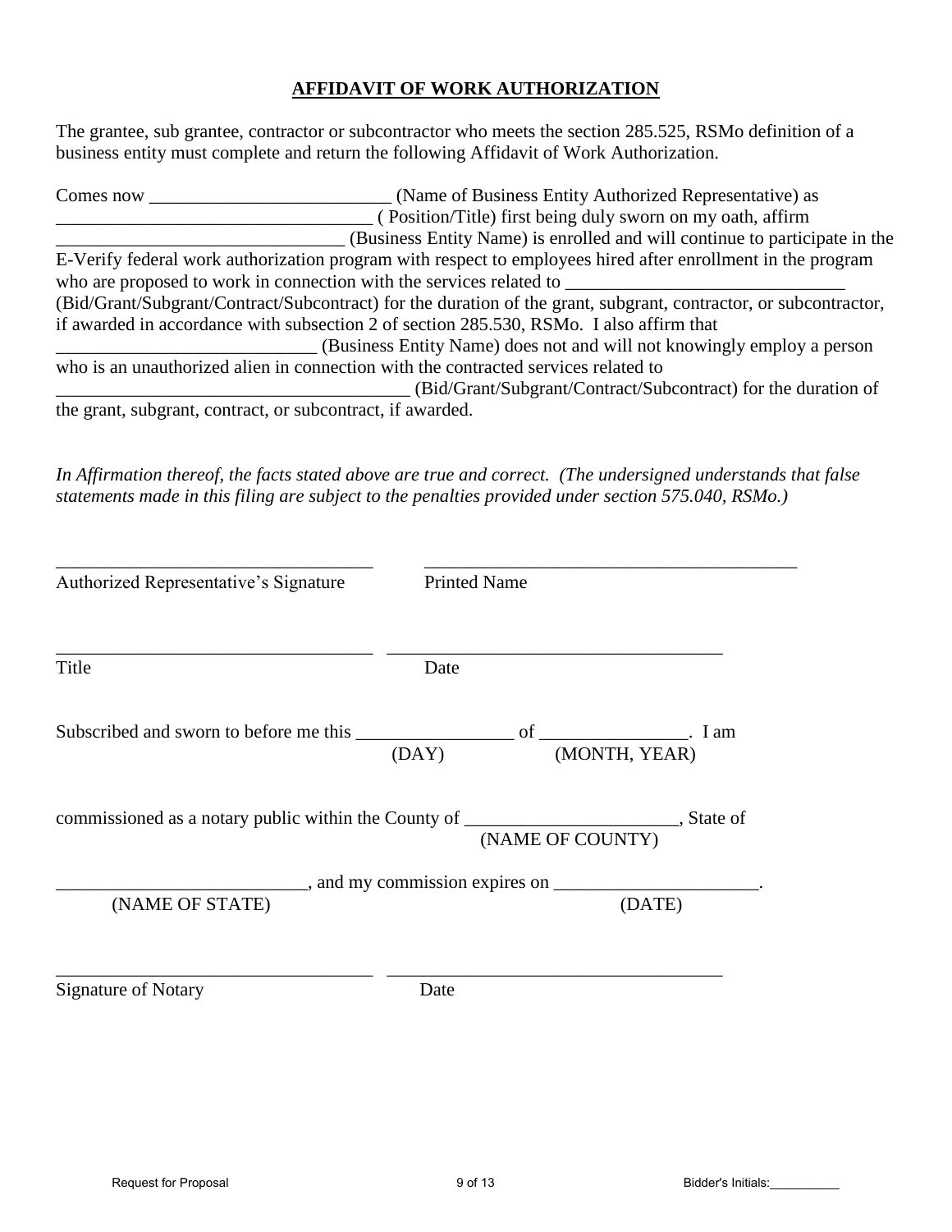## AFFIDAVIT OF WORK AUTHORIZATION

The grantee, sub grantee, contractor or subcontractor who meets the section 285.525, RSMo definition of a business entity must complete and return the following Affidavit of Work Authorization.

Comes now __________________________ (Name of Business Entity Authorized Representative) as __________________________________ ( Position/Title) first being duly sworn on my oath, affirm _______________________________ (Business Entity Name) is enrolled and will continue to participate in the E-Verify federal work authorization program with respect to employees hired after enrollment in the program who are proposed to work in connection with the services related to ______________________________ (Bid/Grant/Subgrant/Contract/Subcontract) for the duration of the grant, subgrant, contractor, or subcontractor, if awarded in accordance with subsection 2 of section 285.530, RSMo. I also affirm that ____________________________ (Business Entity Name) does not and will not knowingly employ a person who is an unauthorized alien in connection with the contracted services related to ________________________________________ (Bid/Grant/Subgrant/Contract/Subcontract) for the duration of the grant, subgrant, contract, or subcontract, if awarded.

*In Affirmation thereof, the facts stated above are true and correct. (The undersigned understands that false statements made in this filing are subject to the penalties provided under section 575.040, RSMo.)*

___________________________________ ________________________________________

Authorized Representative's Signature Printed Name

___________________________________ ____________________________________

Title Date

Subscribed and sworn to before me this _________________ of ________________. I am
(DAY) (MONTH, YEAR)

commissioned as a notary public within the County of _______________________, State of
(NAME OF COUNTY)

__________________________, and my commission expires on _____________________.
(NAME OF STATE) (DATE)

___________________________________ ____________________________________

Signature of Notary Date

Bidder's Initials:__________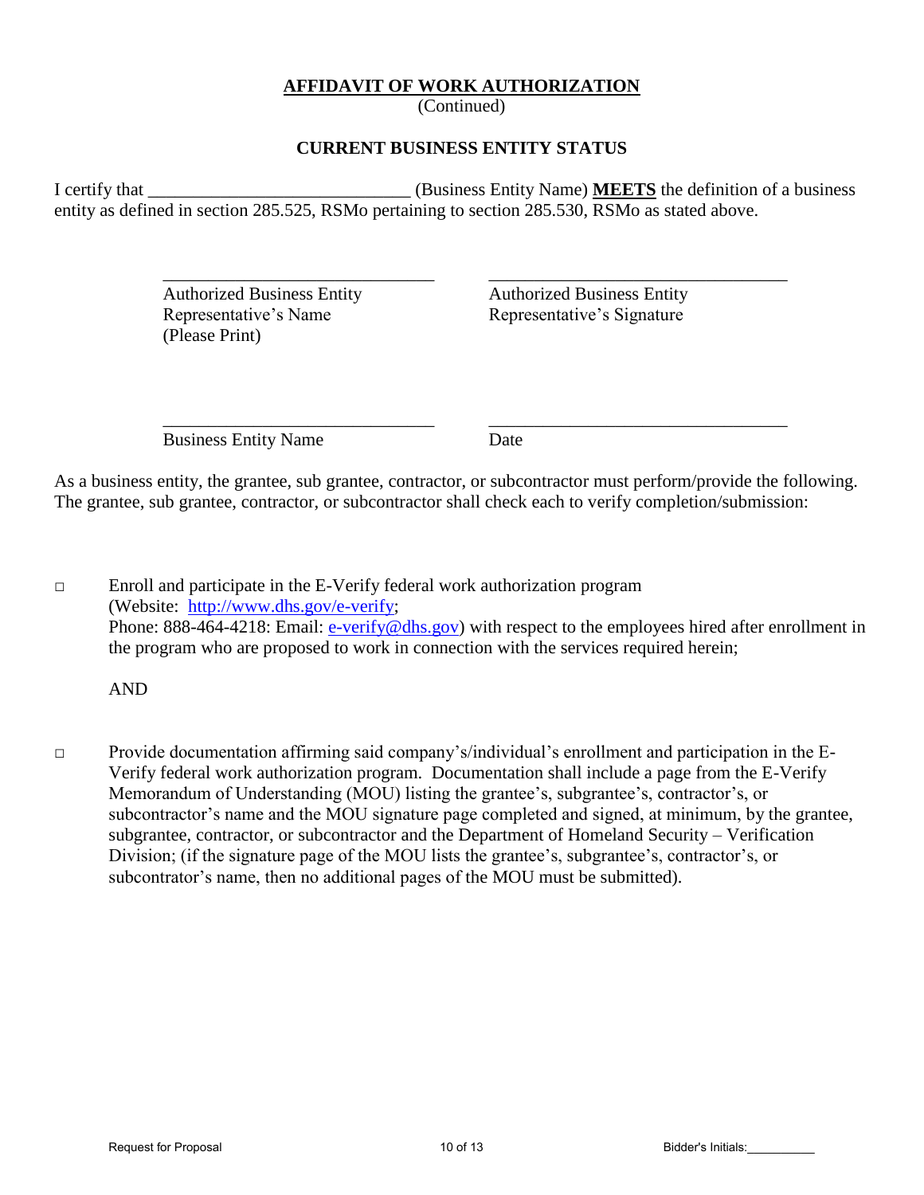## AFFIDAVIT OF WORK AUTHORIZATION

(Continued)

### CURRENT BUSINESS ENTITY STATUS

I certify that _____________________________ (Business Entity Name) **MEETS** the definition of a business entity as defined in section 285.525, RSMo pertaining to section 285.530, RSMo as stated above.

| | |
|---|---|
| _____________________________ | _____________________________ |
| Authorized Business Entity Representative's Name (Please Print) | Authorized Business Entity Representative's Signature |
| _____________________________ | _____________________________ |
| Business Entity Name | Date |

As a business entity, the grantee, sub grantee, contractor, or subcontractor must perform/provide the following. The grantee, sub grantee, contractor, or subcontractor shall check each to verify completion/submission:

□ Enroll and participate in the E-Verify federal work authorization program (Website: http://www.dhs.gov/e-verify; Phone: 888-464-4218: Email: e-verify@dhs.gov) with respect to the employees hired after enrollment in the program who are proposed to work in connection with the services required herein;

AND

□ Provide documentation affirming said company's/individual's enrollment and participation in the E-Verify federal work authorization program. Documentation shall include a page from the E-Verify Memorandum of Understanding (MOU) listing the grantee's, subgrantee's, contractor's, or subcontractor's name and the MOU signature page completed and signed, at minimum, by the grantee, subgrantee, contractor, or subcontractor and the Department of Homeland Security – Verification Division; (if the signature page of the MOU lists the grantee's, subgrantee's, contractor's, or subcontrator's name, then no additional pages of the MOU must be submitted).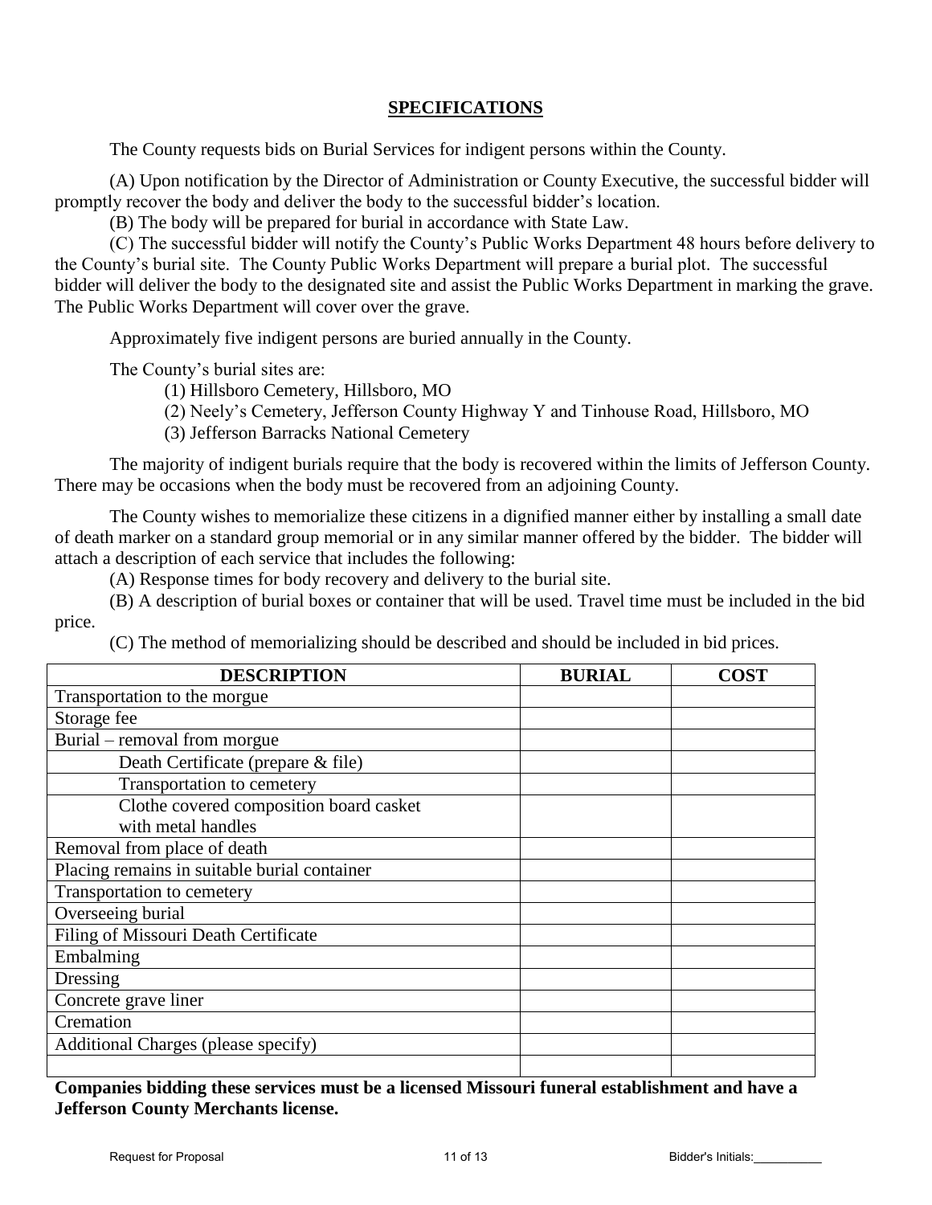## SPECIFICATIONS

The County requests bids on Burial Services for indigent persons within the County.

(A) Upon notification by the Director of Administration or County Executive, the successful bidder will promptly recover the body and deliver the body to the successful bidder's location.

(B) The body will be prepared for burial in accordance with State Law.

(C) The successful bidder will notify the County's Public Works Department 48 hours before delivery to the County's burial site. The County Public Works Department will prepare a burial plot. The successful bidder will deliver the body to the designated site and assist the Public Works Department in marking the grave. The Public Works Department will cover over the grave.

Approximately five indigent persons are buried annually in the County.

The County's burial sites are:

(1) Hillsboro Cemetery, Hillsboro, MO
(2) Neely's Cemetery, Jefferson County Highway Y and Tinhouse Road, Hillsboro, MO
(3) Jefferson Barracks National Cemetery

The majority of indigent burials require that the body is recovered within the limits of Jefferson County. There may be occasions when the body must be recovered from an adjoining County.

The County wishes to memorialize these citizens in a dignified manner either by installing a small date of death marker on a standard group memorial or in any similar manner offered by the bidder. The bidder will attach a description of each service that includes the following:

(A) Response times for body recovery and delivery to the burial site.

(B) A description of burial boxes or container that will be used. Travel time must be included in the bid price.

(C) The method of memorializing should be described and should be included in bid prices.

| DESCRIPTION | BURIAL | COST |
|---|---|---|
| Transportation to the morgue | | |
| Storage fee | | |
| Burial – removal from morgue | | |
| Death Certificate (prepare & file) | | |
| Transportation to cemetery | | |
| Clothe covered composition board casket with metal handles | | |
| Removal from place of death | | |
| Placing remains in suitable burial container | | |
| Transportation to cemetery | | |
| Overseeing burial | | |
| Filing of Missouri Death Certificate | | |
| Embalming | | |
| Dressing | | |
| Concrete grave liner | | |
| Cremation | | |
| Additional Charges (please specify) | | |
| | | |

**Companies bidding these services must be a licensed Missouri funeral establishment and have a Jefferson County Merchants license.**

Bidder's Initials:__________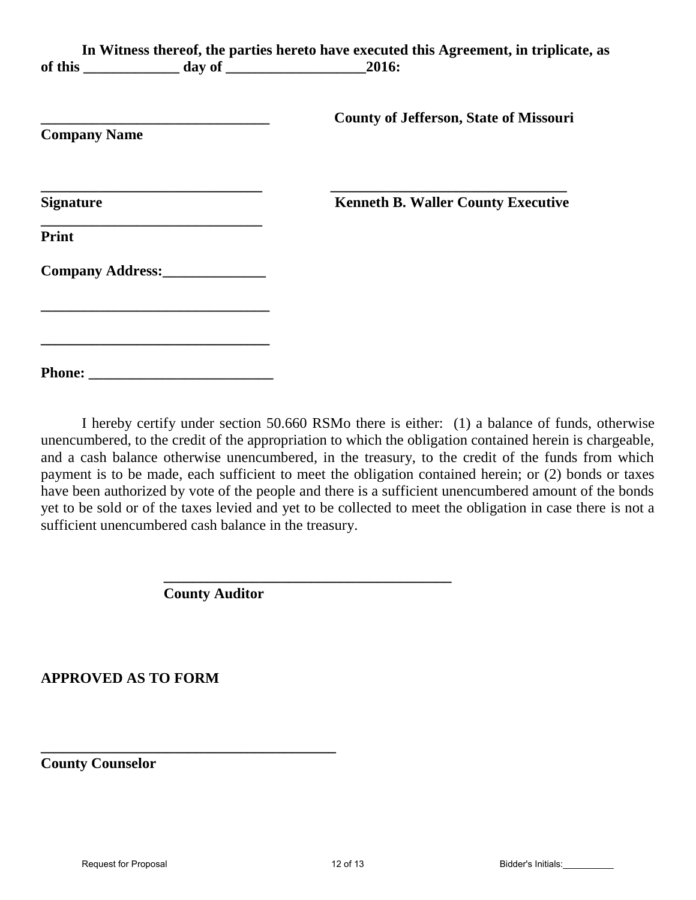**In Witness thereof, the parties hereto have executed this Agreement, in triplicate, as of this _____________ day of ___________________2016:**

| | |
|---|---|
| _______________________________ | **County of Jefferson, State of Missouri** |
| **Company Name** | |
| _______________________________ | _______________________________ |
| **Signature** | **Kenneth B. Waller County Executive** |
| _______________________________ | |
| **Print** | |

**Company Address:______________**

_______________________________

_______________________________

**Phone: _________________________**

I hereby certify under section 50.660 RSMo there is either: (1) a balance of funds, otherwise unencumbered, to the credit of the appropriation to which the obligation contained herein is chargeable, and a cash balance otherwise unencumbered, in the treasury, to the credit of the funds from which payment is to be made, each sufficient to meet the obligation contained herein; or (2) bonds or taxes have been authorized by vote of the people and there is a sufficient unencumbered amount of the bonds yet to be sold or of the taxes levied and yet to be collected to meet the obligation in case there is not a sufficient unencumbered cash balance in the treasury.

_______________________________________
**County Auditor**

**APPROVED AS TO FORM**

_________________________________________
**County Counselor**

Bidder's Initials:__________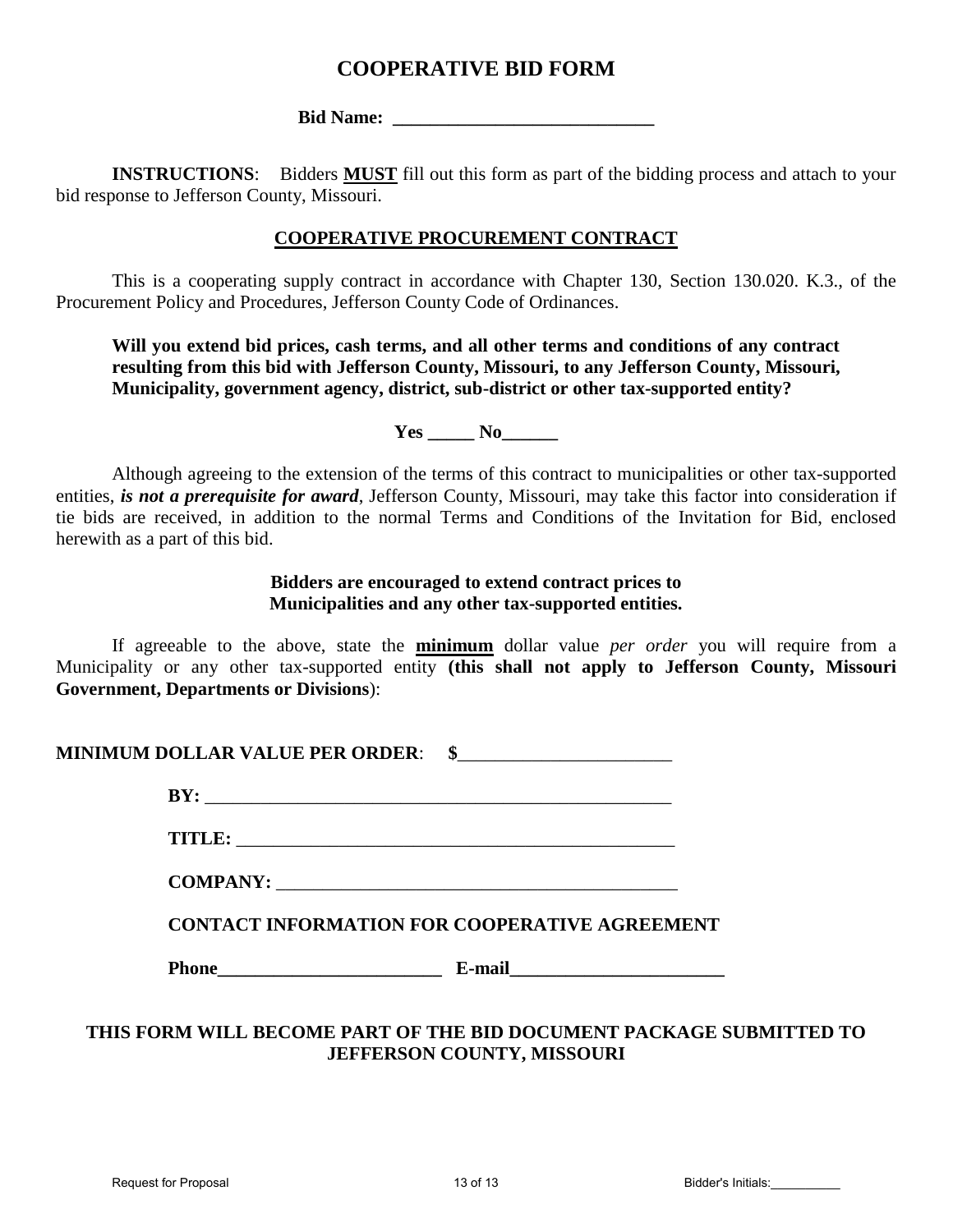# COOPERATIVE BID FORM

**Bid Name: ____________________________**

**INSTRUCTIONS**: Bidders **MUST** fill out this form as part of the bidding process and attach to your bid response to Jefferson County, Missouri.

## COOPERATIVE PROCUREMENT CONTRACT

This is a cooperating supply contract in accordance with Chapter 130, Section 130.020. K.3., of the Procurement Policy and Procedures, Jefferson County Code of Ordinances.

**Will you extend bid prices, cash terms, and all other terms and conditions of any contract resulting from this bid with Jefferson County, Missouri, to any Jefferson County, Missouri, Municipality, government agency, district, sub-district or other tax-supported entity?**

**Yes _____ No______**

Although agreeing to the extension of the terms of this contract to municipalities or other tax-supported entities, ***is not a prerequisite for award***, Jefferson County, Missouri, may take this factor into consideration if tie bids are received, in addition to the normal Terms and Conditions of the Invitation for Bid, enclosed herewith as a part of this bid.

**Bidders are encouraged to extend contract prices to Municipalities and any other tax-supported entities.**

If agreeable to the above, state the **minimum** dollar value *per order* you will require from a Municipality or any other tax-supported entity **(this shall not apply to Jefferson County, Missouri Government, Departments or Divisions**):

**MINIMUM DOLLAR VALUE PER ORDER**: **$**_______________________

**BY:** ___________________________________________________

**TITLE:** ________________________________________________

**COMPANY:** _____________________________________________

**CONTACT INFORMATION FOR COOPERATIVE AGREEMENT**

**Phone________________________ E-mail_______________________**

**THIS FORM WILL BECOME PART OF THE BID DOCUMENT PACKAGE SUBMITTED TO JEFFERSON COUNTY, MISSOURI**

Bidder's Initials:__________